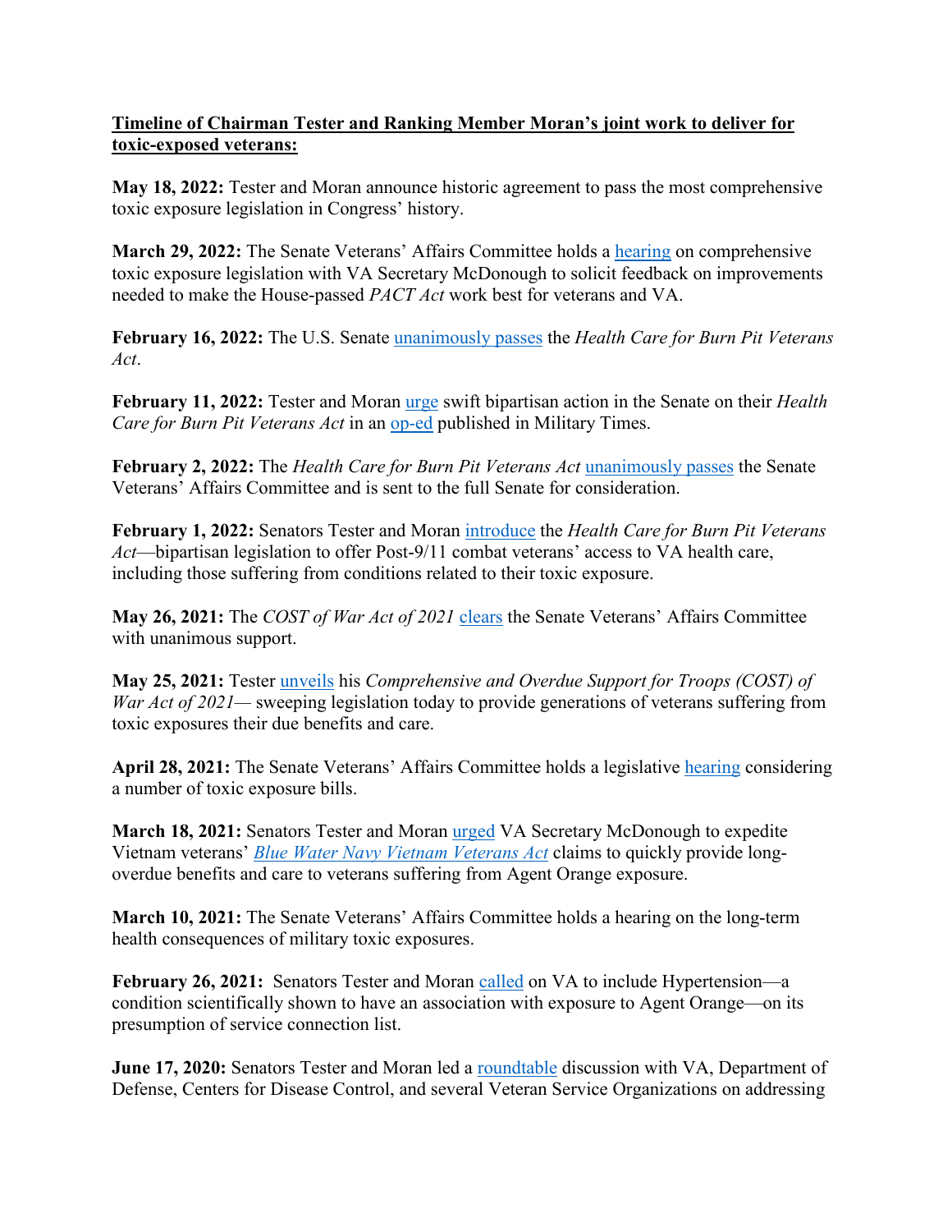**<u>Timeline of Chairman Tester and Ranking Member Moran's joint work to deliver for toxic-exposed veterans:</u>**

**May 18, 2022:** Tester and Moran announce historic agreement to pass the most comprehensive toxic exposure legislation in Congress' history.

**March 29, 2022:** The Senate Veterans' Affairs Committee holds a hearing on comprehensive toxic exposure legislation with VA Secretary McDonough to solicit feedback on improvements needed to make the House-passed *PACT Act* work best for veterans and VA.

**February 16, 2022:** The U.S. Senate unanimously passes the *Health Care for Burn Pit Veterans Act*.

**February 11, 2022:** Tester and Moran urge swift bipartisan action in the Senate on their *Health Care for Burn Pit Veterans Act* in an op-ed published in Military Times.

**February 2, 2022:** The *Health Care for Burn Pit Veterans Act* unanimously passes the Senate Veterans' Affairs Committee and is sent to the full Senate for consideration.

**February 1, 2022:** Senators Tester and Moran introduce the *Health Care for Burn Pit Veterans Act*—bipartisan legislation to offer Post-9/11 combat veterans' access to VA health care, including those suffering from conditions related to their toxic exposure.

**May 26, 2021:** The *COST of War Act of 2021* clears the Senate Veterans' Affairs Committee with unanimous support.

**May 25, 2021:** Tester unveils his *Comprehensive and Overdue Support for Troops (COST) of War Act of 2021*— sweeping legislation today to provide generations of veterans suffering from toxic exposures their due benefits and care.

**April 28, 2021:** The Senate Veterans' Affairs Committee holds a legislative hearing considering a number of toxic exposure bills.

**March 18, 2021:** Senators Tester and Moran urged VA Secretary McDonough to expedite Vietnam veterans' *Blue Water Navy Vietnam Veterans Act* claims to quickly provide long-overdue benefits and care to veterans suffering from Agent Orange exposure.

**March 10, 2021:** The Senate Veterans' Affairs Committee holds a hearing on the long-term health consequences of military toxic exposures.

**February 26, 2021:** Senators Tester and Moran called on VA to include Hypertension—a condition scientifically shown to have an association with exposure to Agent Orange—on its presumption of service connection list.

**June 17, 2020:** Senators Tester and Moran led a roundtable discussion with VA, Department of Defense, Centers for Disease Control, and several Veteran Service Organizations on addressing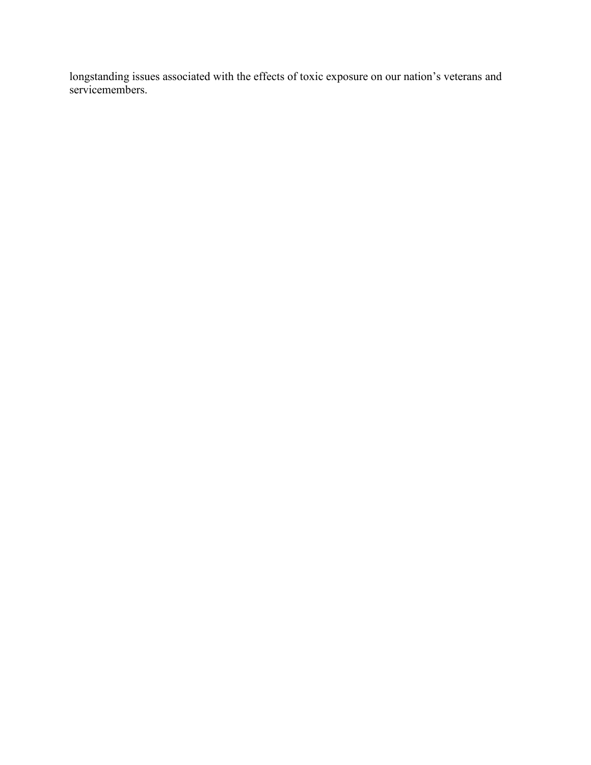longstanding issues associated with the effects of toxic exposure on our nation's veterans and servicemembers.